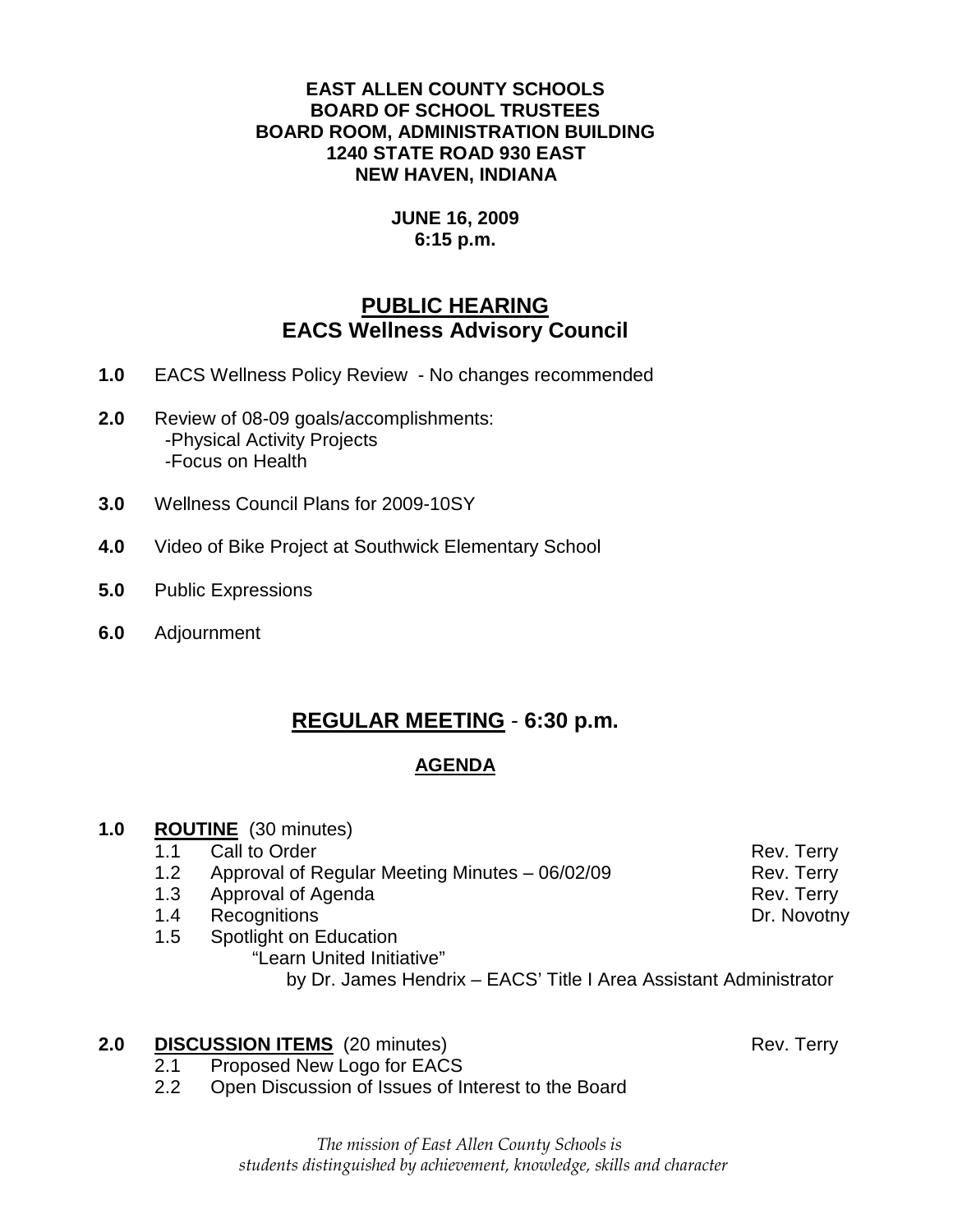**EAST ALLEN COUNTY SCHOOLS**
**BOARD OF SCHOOL TRUSTEES**
**BOARD ROOM, ADMINISTRATION BUILDING**
**1240 STATE ROAD 930 EAST**
**NEW HAVEN, INDIANA**

**JUNE 16, 2009**
**6:15 p.m.**

## PUBLIC HEARING
## EACS Wellness Advisory Council

**1.0** EACS Wellness Policy Review - No changes recommended

**2.0** Review of 08-09 goals/accomplishments:
-Physical Activity Projects
-Focus on Health

**3.0** Wellness Council Plans for 2009-10SY

**4.0** Video of Bike Project at Southwick Elementary School

**5.0** Public Expressions

**6.0** Adjournment

## REGULAR MEETING - 6:30 p.m.

### AGENDA

**1.0 ROUTINE** (30 minutes)

- 1.1 Call to Order — Rev. Terry
- 1.2 Approval of Regular Meeting Minutes – 06/02/09 — Rev. Terry
- 1.3 Approval of Agenda — Rev. Terry
- 1.4 Recognitions — Dr. Novotny
- 1.5 Spotlight on Education
  "Learn United Initiative"
  by Dr. James Hendrix – EACS' Title I Area Assistant Administrator

**2.0 DISCUSSION ITEMS** (20 minutes) — Rev. Terry

- 2.1 Proposed New Logo for EACS
- 2.2 Open Discussion of Issues of Interest to the Board

*The mission of East Allen County Schools is*
*students distinguished by achievement, knowledge, skills and character*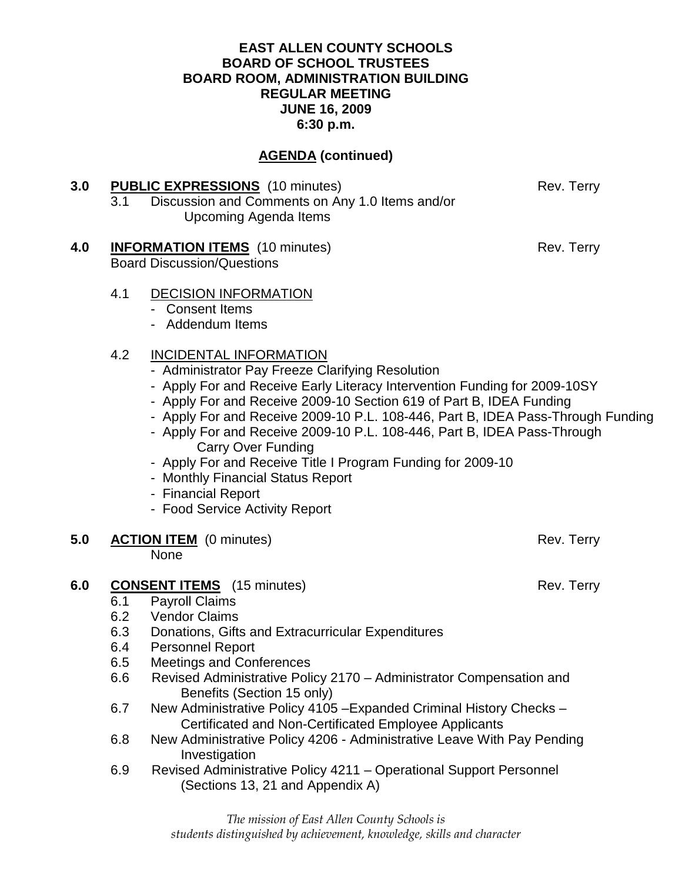**EAST ALLEN COUNTY SCHOOLS**
**BOARD OF SCHOOL TRUSTEES**
**BOARD ROOM, ADMINISTRATION BUILDING**
**REGULAR MEETING**
**JUNE 16, 2009**
**6:30 p.m.**

## AGENDA (continued)

**3.0 PUBLIC EXPRESSIONS** (10 minutes) — Rev. Terry

- 3.1 Discussion and Comments on Any 1.0 Items and/or Upcoming Agenda Items

**4.0 INFORMATION ITEMS** (10 minutes) — Rev. Terry

Board Discussion/Questions

- 4.1 DECISION INFORMATION
  - Consent Items
  - Addendum Items
- 4.2 INCIDENTAL INFORMATION
  - Administrator Pay Freeze Clarifying Resolution
  - Apply For and Receive Early Literacy Intervention Funding for 2009-10SY
  - Apply For and Receive 2009-10 Section 619 of Part B, IDEA Funding
  - Apply For and Receive 2009-10 P.L. 108-446, Part B, IDEA Pass-Through Funding
  - Apply For and Receive 2009-10 P.L. 108-446, Part B, IDEA Pass-Through Carry Over Funding
  - Apply For and Receive Title I Program Funding for 2009-10
  - Monthly Financial Status Report
  - Financial Report
  - Food Service Activity Report

**5.0 ACTION ITEM** (0 minutes) — Rev. Terry

None

**6.0 CONSENT ITEMS** (15 minutes) — Rev. Terry

- 6.1 Payroll Claims
- 6.2 Vendor Claims
- 6.3 Donations, Gifts and Extracurricular Expenditures
- 6.4 Personnel Report
- 6.5 Meetings and Conferences
- 6.6 Revised Administrative Policy 2170 – Administrator Compensation and Benefits (Section 15 only)
- 6.7 New Administrative Policy 4105 –Expanded Criminal History Checks – Certificated and Non-Certificated Employee Applicants
- 6.8 New Administrative Policy 4206 - Administrative Leave With Pay Pending Investigation
- 6.9 Revised Administrative Policy 4211 – Operational Support Personnel (Sections 13, 21 and Appendix A)

*The mission of East Allen County Schools is students distinguished by achievement, knowledge, skills and character*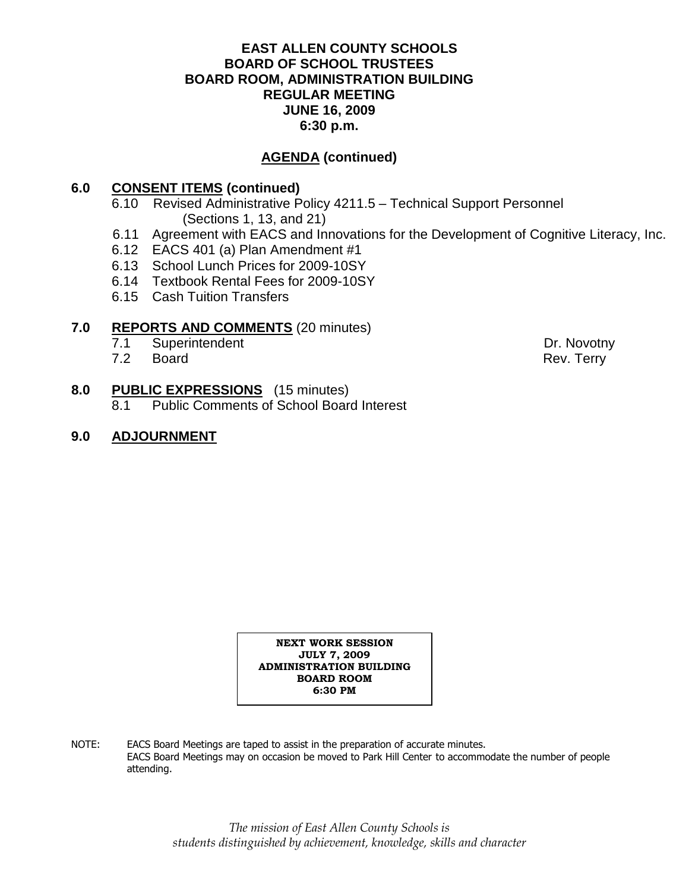**EAST ALLEN COUNTY SCHOOLS**
**BOARD OF SCHOOL TRUSTEES**
**BOARD ROOM, ADMINISTRATION BUILDING**
**REGULAR MEETING**
**JUNE 16, 2009**
**6:30 p.m.**

## AGENDA (continued)

**6.0 CONSENT ITEMS (continued)**

6.10 Revised Administrative Policy 4211.5 – Technical Support Personnel (Sections 1, 13, and 21)
6.11 Agreement with EACS and Innovations for the Development of Cognitive Literacy, Inc.
6.12 EACS 401 (a) Plan Amendment #1
6.13 School Lunch Prices for 2009-10SY
6.14 Textbook Rental Fees for 2009-10SY
6.15 Cash Tuition Transfers

**7.0 REPORTS AND COMMENTS** (20 minutes)

7.1 Superintendent — Dr. Novotny
7.2 Board — Rev. Terry

**8.0 PUBLIC EXPRESSIONS** (15 minutes)

8.1 Public Comments of School Board Interest

**9.0 ADJOURNMENT**

**NEXT WORK SESSION**
**JULY 7, 2009**
**ADMINISTRATION BUILDING**
**BOARD ROOM**
**6:30 PM**

NOTE: EACS Board Meetings are taped to assist in the preparation of accurate minutes.
EACS Board Meetings may on occasion be moved to Park Hill Center to accommodate the number of people attending.

*The mission of East Allen County Schools is students distinguished by achievement, knowledge, skills and character*